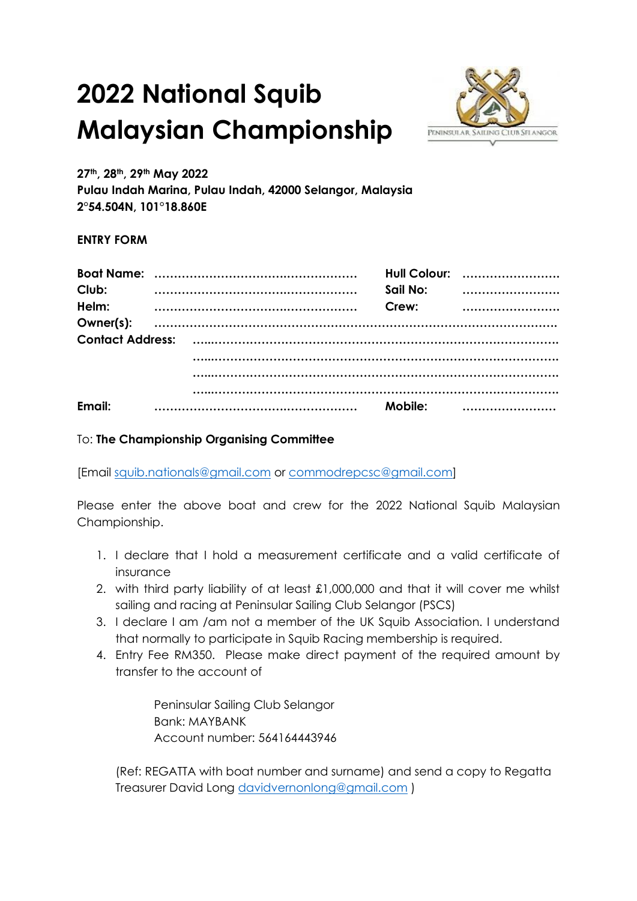# 2022 National Squib Malaysian Championship

**27th, 28th, 29th May 2022**
**Pulau Indah Marina, Pulau Indah, 42000 Selangor, Malaysia**
**2°54.504N, 101°18.860E**

**ENTRY FORM**

**Boat Name:** …………………………………………… **Hull Colour:** ……………………
**Club:** …………………………………………… **Sail No:** ……………………
**Helm:** …………………………………………… **Crew:** ……………………
**Owner(s):** ……………………………………………………………………………………
**Contact Address:** ……………………………………………………………………………
……………………………………………………………………………
……………………………………………………………………………
……………………………………………………………………………
**Email:** …………………………………………… **Mobile:** ……………………

To: **The Championship Organising Committee**

[Email squib.nationals@gmail.com or commodrepcsc@gmail.com]

Please enter the above boat and crew for the 2022 National Squib Malaysian Championship.

1. I declare that I hold a measurement certificate and a valid certificate of insurance
2. with third party liability of at least £1,000,000 and that it will cover me whilst sailing and racing at Peninsular Sailing Club Selangor (PSCS)
3. I declare I am /am not a member of the UK Squib Association. I understand that normally to participate in Squib Racing membership is required.
4. Entry Fee RM350. Please make direct payment of the required amount by transfer to the account of

   Peninsular Sailing Club Selangor
   Bank: MAYBANK
   Account number: 564164443946

   (Ref: REGATTA with boat number and surname) and send a copy to Regatta Treasurer David Long davidvernonlong@gmail.com )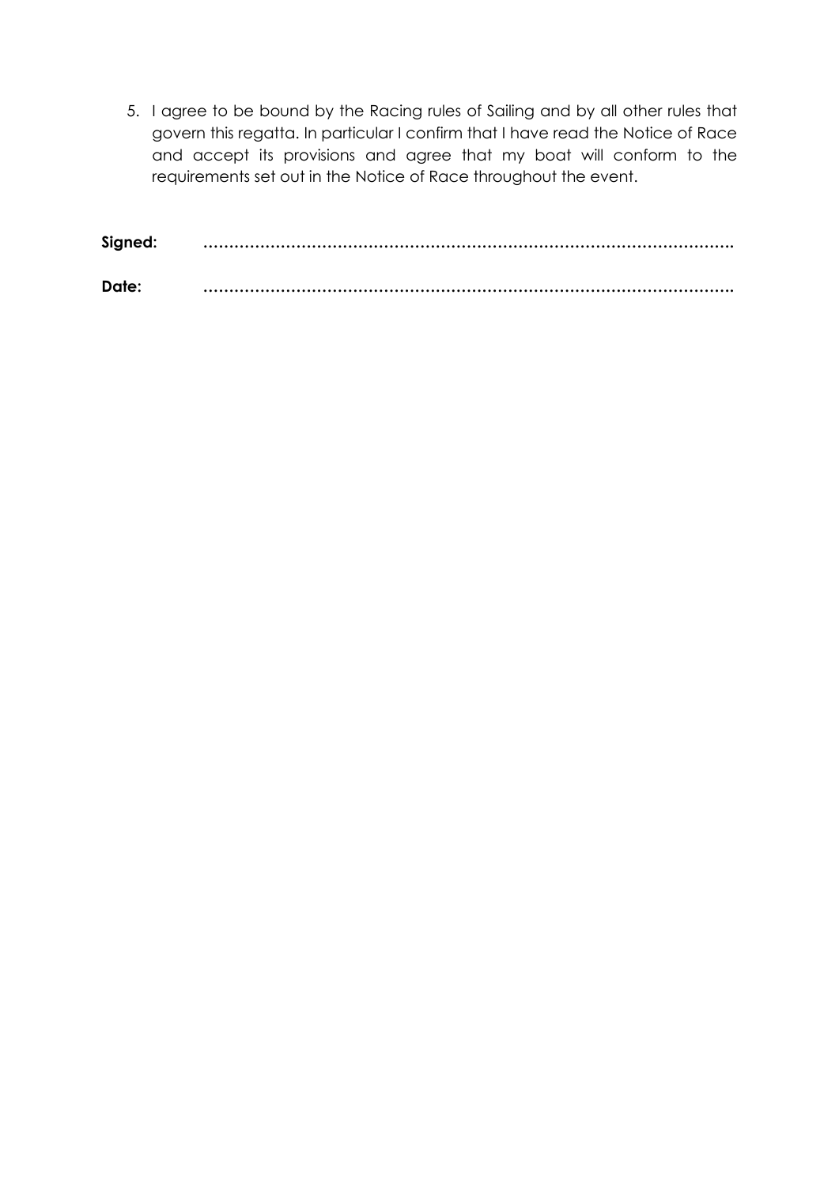5. I agree to be bound by the Racing rules of Sailing and by all other rules that govern this regatta. In particular I confirm that I have read the Notice of Race and accept its provisions and agree that my boat will conform to the requirements set out in the Notice of Race throughout the event.

**Signed:** ……………………………………………………………………………………….

**Date:** ……………………………………………………………………………………….